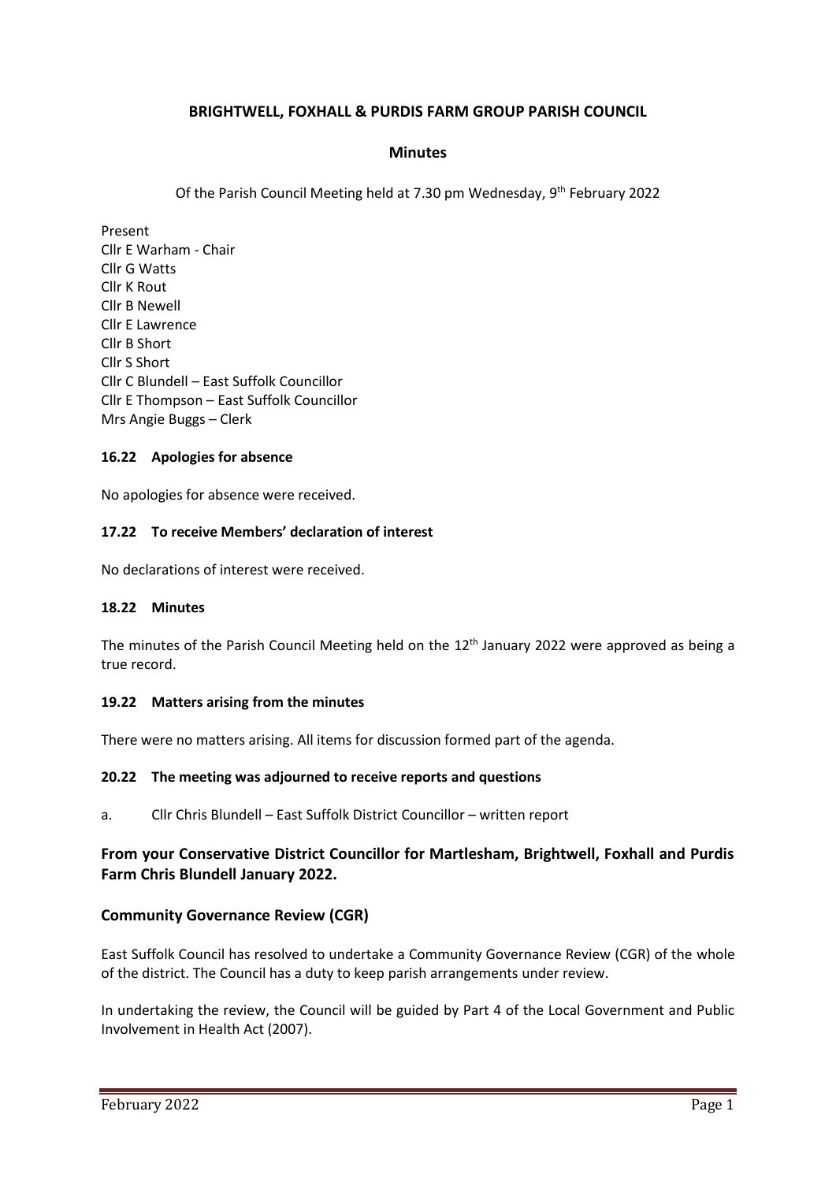# BRIGHTWELL, FOXHALL & PURDIS FARM GROUP PARISH COUNCIL

## Minutes

Of the Parish Council Meeting held at 7.30 pm Wednesday, 9th February 2022

Present
Cllr E Warham - Chair
Cllr G Watts
Cllr K Rout
Cllr B Newell
Cllr E Lawrence
Cllr B Short
Cllr S Short
Cllr C Blundell – East Suffolk Councillor
Cllr E Thompson – East Suffolk Councillor
Mrs Angie Buggs – Clerk

### 16.22 Apologies for absence

No apologies for absence were received.

### 17.22 To receive Members' declaration of interest

No declarations of interest were received.

### 18.22 Minutes

The minutes of the Parish Council Meeting held on the 12th January 2022 were approved as being a true record.

### 19.22 Matters arising from the minutes

There were no matters arising. All items for discussion formed part of the agenda.

### 20.22 The meeting was adjourned to receive reports and questions

a. Cllr Chris Blundell – East Suffolk District Councillor – written report

## From your Conservative District Councillor for Martlesham, Brightwell, Foxhall and Purdis Farm Chris Blundell January 2022.

## Community Governance Review (CGR)

East Suffolk Council has resolved to undertake a Community Governance Review (CGR) of the whole of the district. The Council has a duty to keep parish arrangements under review.

In undertaking the review, the Council will be guided by Part 4 of the Local Government and Public Involvement in Health Act (2007).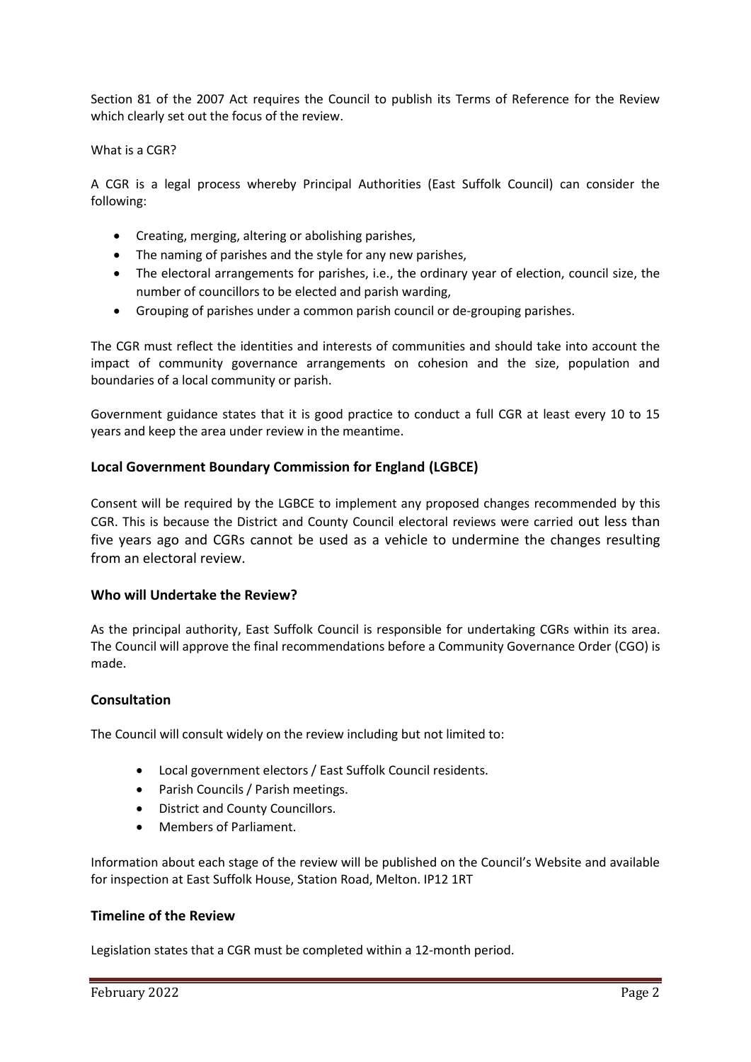Section 81 of the 2007 Act requires the Council to publish its Terms of Reference for the Review which clearly set out the focus of the review.

What is a CGR?

A CGR is a legal process whereby Principal Authorities (East Suffolk Council) can consider the following:

- Creating, merging, altering or abolishing parishes,
- The naming of parishes and the style for any new parishes,
- The electoral arrangements for parishes, i.e., the ordinary year of election, council size, the number of councillors to be elected and parish warding,
- Grouping of parishes under a common parish council or de-grouping parishes.

The CGR must reflect the identities and interests of communities and should take into account the impact of community governance arrangements on cohesion and the size, population and boundaries of a local community or parish.

Government guidance states that it is good practice to conduct a full CGR at least every 10 to 15 years and keep the area under review in the meantime.

## Local Government Boundary Commission for England (LGBCE)

Consent will be required by the LGBCE to implement any proposed changes recommended by this CGR. This is because the District and County Council electoral reviews were carried out less than five years ago and CGRs cannot be used as a vehicle to undermine the changes resulting from an electoral review.

## Who will Undertake the Review?

As the principal authority, East Suffolk Council is responsible for undertaking CGRs within its area. The Council will approve the final recommendations before a Community Governance Order (CGO) is made.

## Consultation

The Council will consult widely on the review including but not limited to:

- Local government electors / East Suffolk Council residents.
- Parish Councils / Parish meetings.
- District and County Councillors.
- Members of Parliament.

Information about each stage of the review will be published on the Council's Website and available for inspection at East Suffolk House, Station Road, Melton. IP12 1RT

## Timeline of the Review

Legislation states that a CGR must be completed within a 12-month period.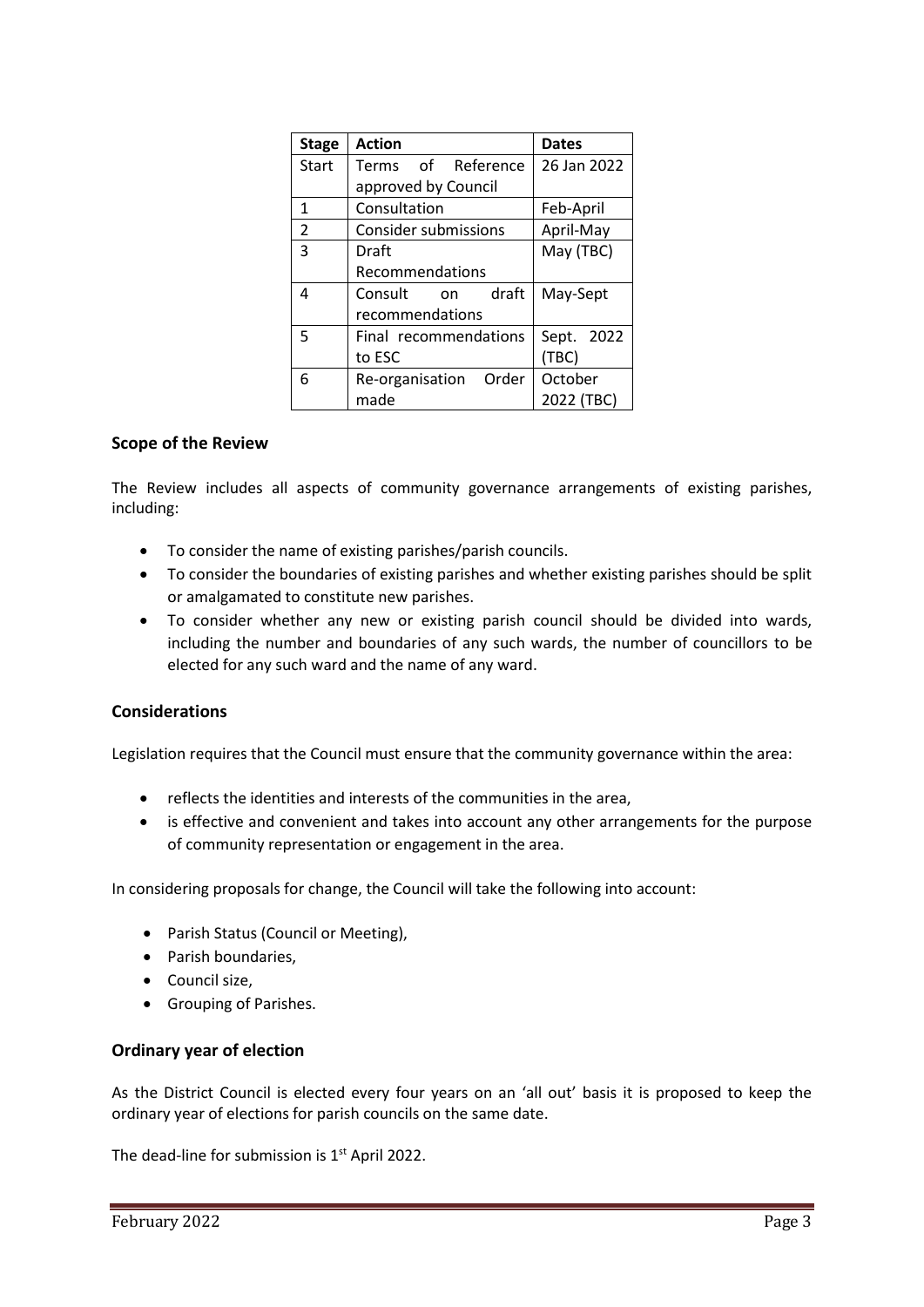| Stage | Action | Dates |
|---|---|---|
| Start | Terms of Reference approved by Council | 26 Jan 2022 |
| 1 | Consultation | Feb-April |
| 2 | Consider submissions | April-May |
| 3 | Draft Recommendations | May (TBC) |
| 4 | Consult on draft recommendations | May-Sept |
| 5 | Final recommendations to ESC | Sept. 2022 (TBC) |
| 6 | Re-organisation Order made | October 2022 (TBC) |

## Scope of the Review

The Review includes all aspects of community governance arrangements of existing parishes, including:

- To consider the name of existing parishes/parish councils.
- To consider the boundaries of existing parishes and whether existing parishes should be split or amalgamated to constitute new parishes.
- To consider whether any new or existing parish council should be divided into wards, including the number and boundaries of any such wards, the number of councillors to be elected for any such ward and the name of any ward.

## Considerations

Legislation requires that the Council must ensure that the community governance within the area:

- reflects the identities and interests of the communities in the area,
- is effective and convenient and takes into account any other arrangements for the purpose of community representation or engagement in the area.

In considering proposals for change, the Council will take the following into account:

- Parish Status (Council or Meeting),
- Parish boundaries,
- Council size,
- Grouping of Parishes.

## Ordinary year of election

As the District Council is elected every four years on an 'all out' basis it is proposed to keep the ordinary year of elections for parish councils on the same date.

The dead-line for submission is 1st April 2022.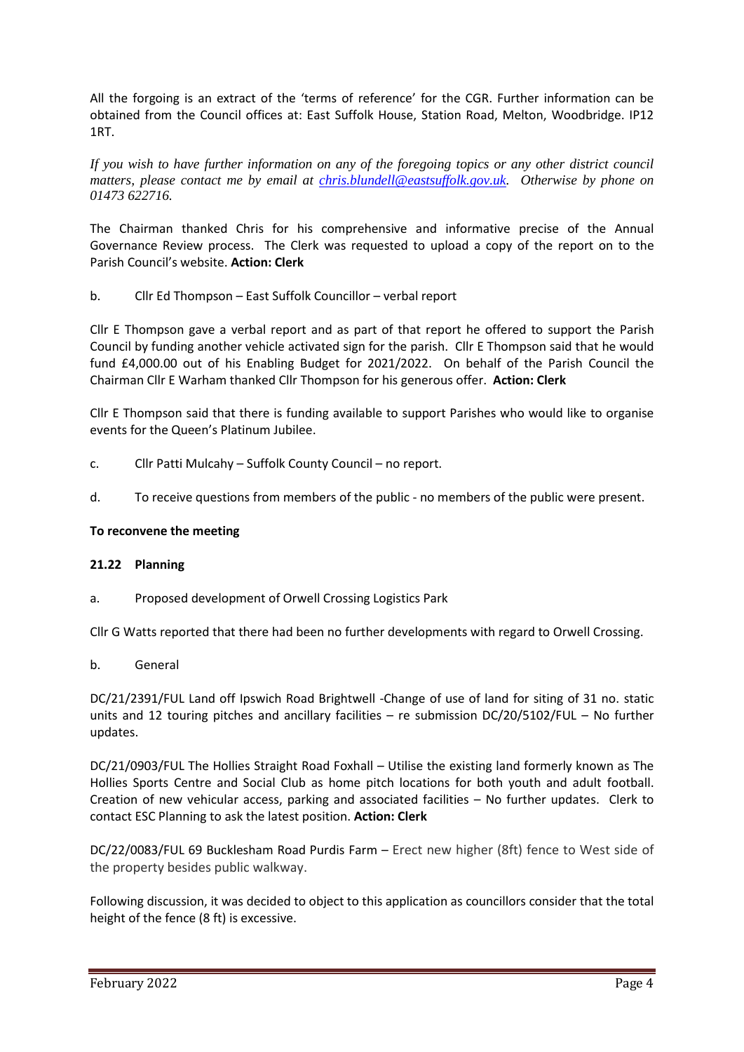All the forgoing is an extract of the 'terms of reference' for the CGR. Further information can be obtained from the Council offices at: East Suffolk House, Station Road, Melton, Woodbridge. IP12 1RT.

*If you wish to have further information on any of the foregoing topics or any other district council matters, please contact me by email at [chris.blundell@eastsuffolk.gov.uk](mailto:chris.blundell@eastsuffolk.gov.uk). Otherwise by phone on 01473 622716.*

The Chairman thanked Chris for his comprehensive and informative precise of the Annual Governance Review process. The Clerk was requested to upload a copy of the report on to the Parish Council's website. **Action: Clerk**

b. Cllr Ed Thompson – East Suffolk Councillor – verbal report

Cllr E Thompson gave a verbal report and as part of that report he offered to support the Parish Council by funding another vehicle activated sign for the parish. Cllr E Thompson said that he would fund £4,000.00 out of his Enabling Budget for 2021/2022. On behalf of the Parish Council the Chairman Cllr E Warham thanked Cllr Thompson for his generous offer. **Action: Clerk**

Cllr E Thompson said that there is funding available to support Parishes who would like to organise events for the Queen's Platinum Jubilee.

c. Cllr Patti Mulcahy – Suffolk County Council – no report.

d. To receive questions from members of the public - no members of the public were present.

**To reconvene the meeting**

**21.22 Planning**

a. Proposed development of Orwell Crossing Logistics Park

Cllr G Watts reported that there had been no further developments with regard to Orwell Crossing.

b. General

DC/21/2391/FUL Land off Ipswich Road Brightwell -Change of use of land for siting of 31 no. static units and 12 touring pitches and ancillary facilities – re submission DC/20/5102/FUL – No further updates.

DC/21/0903/FUL The Hollies Straight Road Foxhall – Utilise the existing land formerly known as The Hollies Sports Centre and Social Club as home pitch locations for both youth and adult football. Creation of new vehicular access, parking and associated facilities – No further updates. Clerk to contact ESC Planning to ask the latest position. **Action: Clerk**

DC/22/0083/FUL 69 Bucklesham Road Purdis Farm – Erect new higher (8ft) fence to West side of the property besides public walkway.

Following discussion, it was decided to object to this application as councillors consider that the total height of the fence (8 ft) is excessive.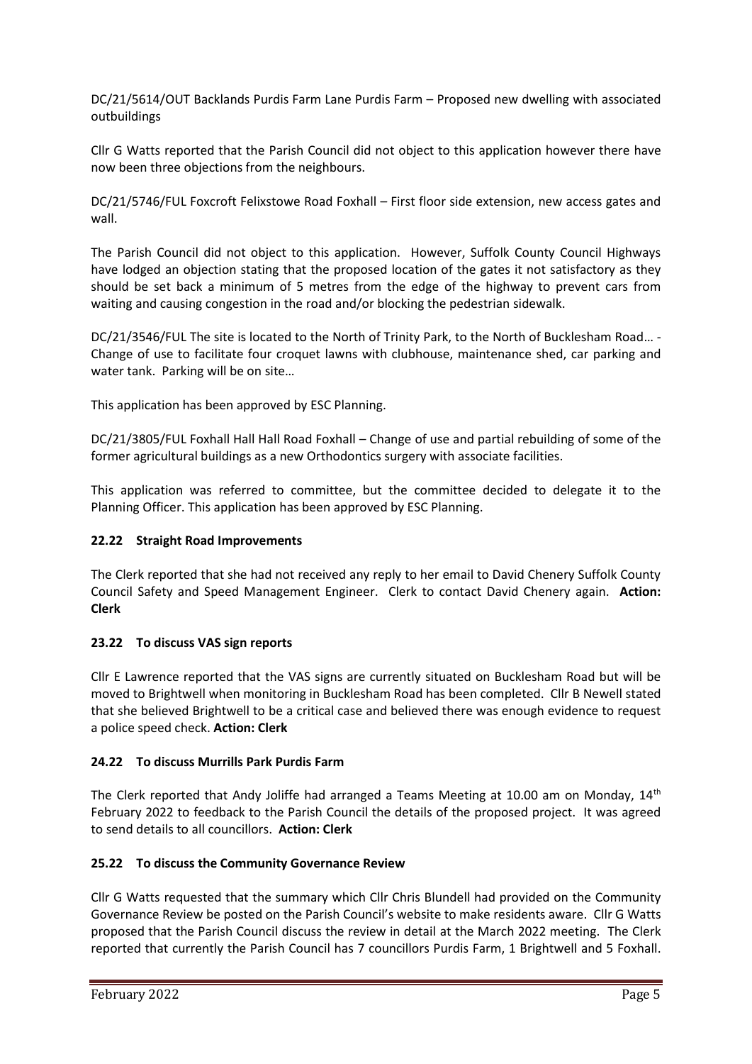DC/21/5614/OUT Backlands Purdis Farm Lane Purdis Farm – Proposed new dwelling with associated outbuildings

Cllr G Watts reported that the Parish Council did not object to this application however there have now been three objections from the neighbours.

DC/21/5746/FUL Foxcroft Felixstowe Road Foxhall – First floor side extension, new access gates and wall.

The Parish Council did not object to this application. However, Suffolk County Council Highways have lodged an objection stating that the proposed location of the gates it not satisfactory as they should be set back a minimum of 5 metres from the edge of the highway to prevent cars from waiting and causing congestion in the road and/or blocking the pedestrian sidewalk.

DC/21/3546/FUL The site is located to the North of Trinity Park, to the North of Bucklesham Road… - Change of use to facilitate four croquet lawns with clubhouse, maintenance shed, car parking and water tank. Parking will be on site…

This application has been approved by ESC Planning.

DC/21/3805/FUL Foxhall Hall Hall Road Foxhall – Change of use and partial rebuilding of some of the former agricultural buildings as a new Orthodontics surgery with associate facilities.

This application was referred to committee, but the committee decided to delegate it to the Planning Officer. This application has been approved by ESC Planning.

### 22.22 Straight Road Improvements

The Clerk reported that she had not received any reply to her email to David Chenery Suffolk County Council Safety and Speed Management Engineer. Clerk to contact David Chenery again. **Action: Clerk**

### 23.22 To discuss VAS sign reports

Cllr E Lawrence reported that the VAS signs are currently situated on Bucklesham Road but will be moved to Brightwell when monitoring in Bucklesham Road has been completed. Cllr B Newell stated that she believed Brightwell to be a critical case and believed there was enough evidence to request a police speed check. **Action: Clerk**

### 24.22 To discuss Murrills Park Purdis Farm

The Clerk reported that Andy Joliffe had arranged a Teams Meeting at 10.00 am on Monday, 14th February 2022 to feedback to the Parish Council the details of the proposed project. It was agreed to send details to all councillors. **Action: Clerk**

### 25.22 To discuss the Community Governance Review

Cllr G Watts requested that the summary which Cllr Chris Blundell had provided on the Community Governance Review be posted on the Parish Council's website to make residents aware. Cllr G Watts proposed that the Parish Council discuss the review in detail at the March 2022 meeting. The Clerk reported that currently the Parish Council has 7 councillors Purdis Farm, 1 Brightwell and 5 Foxhall.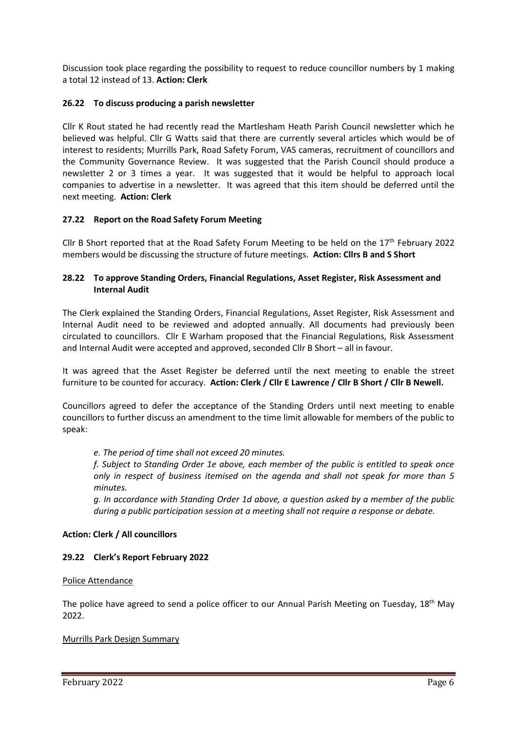Discussion took place regarding the possibility to request to reduce councillor numbers by 1 making a total 12 instead of 13. **Action: Clerk**

### 26.22 To discuss producing a parish newsletter

Cllr K Rout stated he had recently read the Martlesham Heath Parish Council newsletter which he believed was helpful. Cllr G Watts said that there are currently several articles which would be of interest to residents; Murrills Park, Road Safety Forum, VAS cameras, recruitment of councillors and the Community Governance Review. It was suggested that the Parish Council should produce a newsletter 2 or 3 times a year. It was suggested that it would be helpful to approach local companies to advertise in a newsletter. It was agreed that this item should be deferred until the next meeting. **Action: Clerk**

### 27.22 Report on the Road Safety Forum Meeting

Cllr B Short reported that at the Road Safety Forum Meeting to be held on the 17th February 2022 members would be discussing the structure of future meetings. **Action: Cllrs B and S Short**

### 28.22 To approve Standing Orders, Financial Regulations, Asset Register, Risk Assessment and Internal Audit

The Clerk explained the Standing Orders, Financial Regulations, Asset Register, Risk Assessment and Internal Audit need to be reviewed and adopted annually. All documents had previously been circulated to councillors. Cllr E Warham proposed that the Financial Regulations, Risk Assessment and Internal Audit were accepted and approved, seconded Cllr B Short – all in favour.

It was agreed that the Asset Register be deferred until the next meeting to enable the street furniture to be counted for accuracy. **Action: Clerk / Cllr E Lawrence / Cllr B Short / Cllr B Newell.**

Councillors agreed to defer the acceptance of the Standing Orders until next meeting to enable councillors to further discuss an amendment to the time limit allowable for members of the public to speak:

> *e. The period of time shall not exceed 20 minutes.*
>
> *f. Subject to Standing Order 1e above, each member of the public is entitled to speak once only in respect of business itemised on the agenda and shall not speak for more than 5 minutes.*
>
> *g. In accordance with Standing Order 1d above, a question asked by a member of the public during a public participation session at a meeting shall not require a response or debate.*

**Action: Clerk / All councillors**

### 29.22 Clerk's Report February 2022

Police Attendance

The police have agreed to send a police officer to our Annual Parish Meeting on Tuesday, 18th May 2022.

Murrills Park Design Summary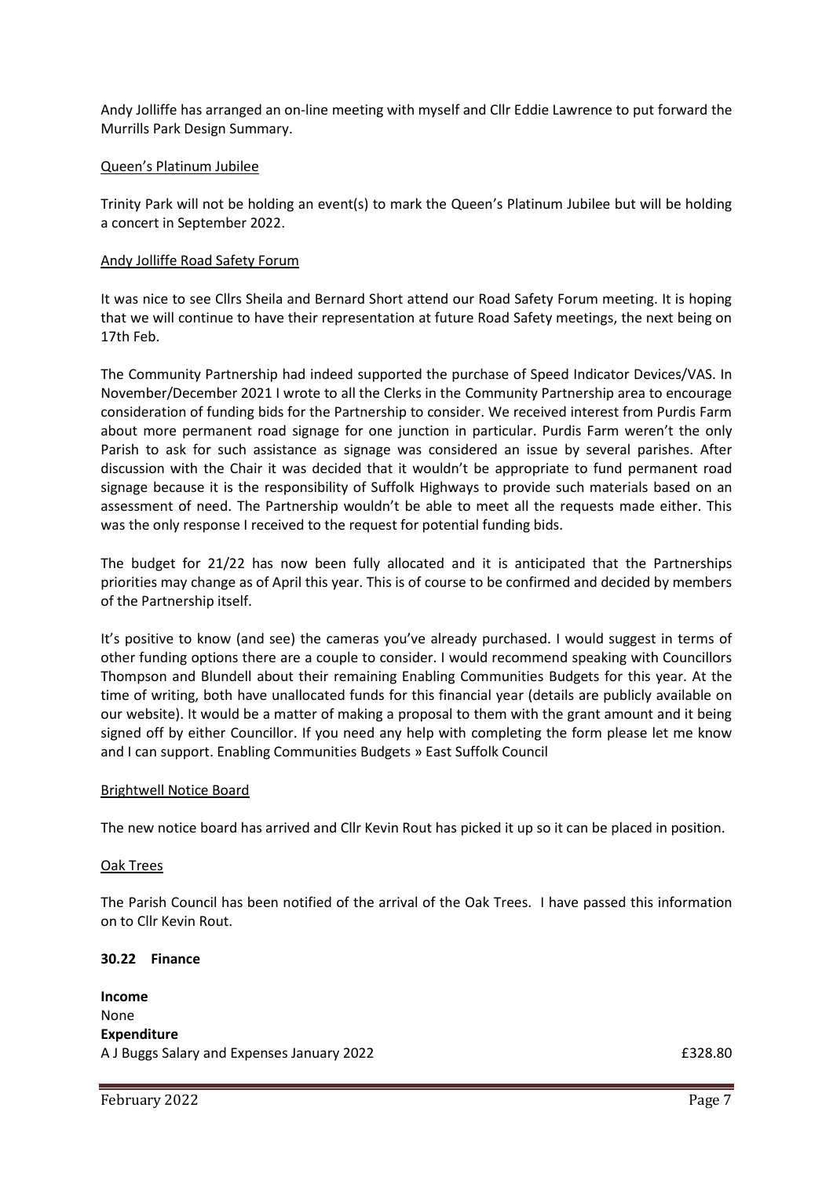Andy Jolliffe has arranged an on-line meeting with myself and Cllr Eddie Lawrence to put forward the Murrills Park Design Summary.

Queen's Platinum Jubilee

Trinity Park will not be holding an event(s) to mark the Queen's Platinum Jubilee but will be holding a concert in September 2022.

Andy Jolliffe Road Safety Forum

It was nice to see Cllrs Sheila and Bernard Short attend our Road Safety Forum meeting. It is hoping that we will continue to have their representation at future Road Safety meetings, the next being on 17th Feb.

The Community Partnership had indeed supported the purchase of Speed Indicator Devices/VAS. In November/December 2021 I wrote to all the Clerks in the Community Partnership area to encourage consideration of funding bids for the Partnership to consider. We received interest from Purdis Farm about more permanent road signage for one junction in particular. Purdis Farm weren't the only Parish to ask for such assistance as signage was considered an issue by several parishes. After discussion with the Chair it was decided that it wouldn't be appropriate to fund permanent road signage because it is the responsibility of Suffolk Highways to provide such materials based on an assessment of need. The Partnership wouldn't be able to meet all the requests made either. This was the only response I received to the request for potential funding bids.

The budget for 21/22 has now been fully allocated and it is anticipated that the Partnerships priorities may change as of April this year. This is of course to be confirmed and decided by members of the Partnership itself.

It's positive to know (and see) the cameras you've already purchased. I would suggest in terms of other funding options there are a couple to consider. I would recommend speaking with Councillors Thompson and Blundell about their remaining Enabling Communities Budgets for this year. At the time of writing, both have unallocated funds for this financial year (details are publicly available on our website). It would be a matter of making a proposal to them with the grant amount and it being signed off by either Councillor. If you need any help with completing the form please let me know and I can support. Enabling Communities Budgets » East Suffolk Council

Brightwell Notice Board

The new notice board has arrived and Cllr Kevin Rout has picked it up so it can be placed in position.

Oak Trees

The Parish Council has been notified of the arrival of the Oak Trees. I have passed this information on to Cllr Kevin Rout.

**30.22 Finance**

**Income**
None
**Expenditure**

| | |
|---|---|
| A J Buggs Salary and Expenses January 2022 | £328.80 |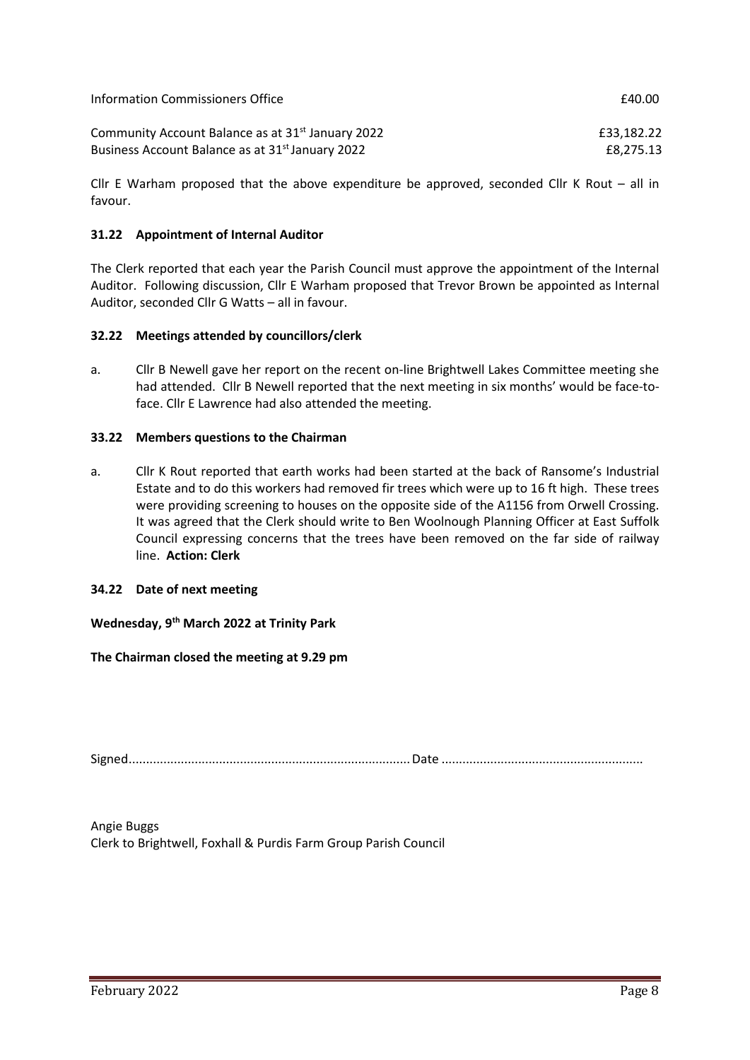| | |
|---|---|
| Information Commissioners Office | £40.00 |
| Community Account Balance as at 31st January 2022 | £33,182.22 |
| Business Account Balance as at 31st January 2022 | £8,275.13 |

Cllr E Warham proposed that the above expenditure be approved, seconded Cllr K Rout – all in favour.

**31.22 Appointment of Internal Auditor**

The Clerk reported that each year the Parish Council must approve the appointment of the Internal Auditor. Following discussion, Cllr E Warham proposed that Trevor Brown be appointed as Internal Auditor, seconded Cllr G Watts – all in favour.

**32.22 Meetings attended by councillors/clerk**

a. Cllr B Newell gave her report on the recent on-line Brightwell Lakes Committee meeting she had attended. Cllr B Newell reported that the next meeting in six months' would be face-to-face. Cllr E Lawrence had also attended the meeting.

**33.22 Members questions to the Chairman**

a. Cllr K Rout reported that earth works had been started at the back of Ransome's Industrial Estate and to do this workers had removed fir trees which were up to 16 ft high. These trees were providing screening to houses on the opposite side of the A1156 from Orwell Crossing. It was agreed that the Clerk should write to Ben Woolnough Planning Officer at East Suffolk Council expressing concerns that the trees have been removed on the far side of railway line. **Action: Clerk**

**34.22 Date of next meeting**

**Wednesday, 9th March 2022 at Trinity Park**

**The Chairman closed the meeting at 9.29 pm**

Signed................................................................................ Date .........................................................

Angie Buggs
Clerk to Brightwell, Foxhall & Purdis Farm Group Parish Council